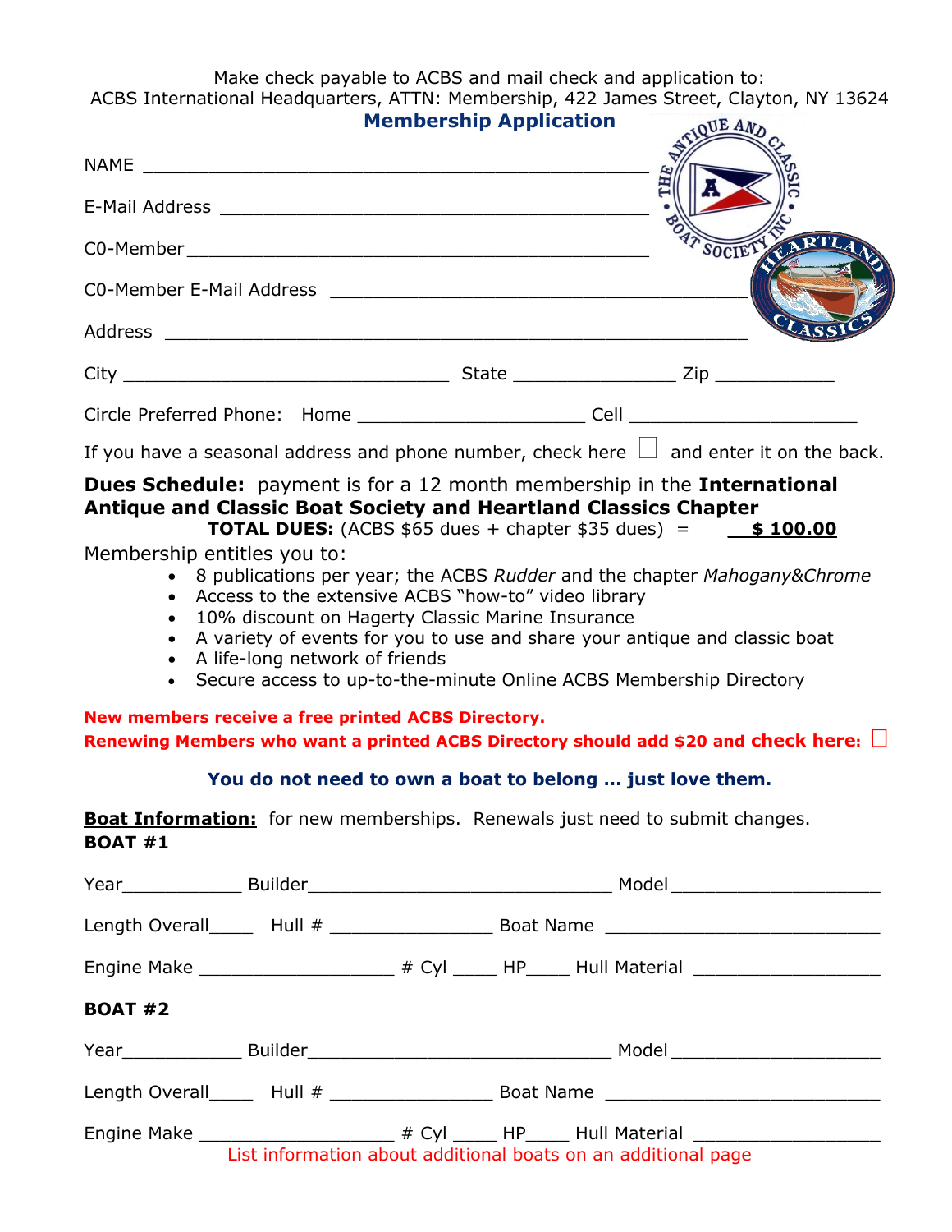Make check payable to ACBS and mail check and application to:
ACBS International Headquarters, ATTN: Membership, 422 James Street, Clayton, NY 13624

## Membership Application

NAME ____________________________________________

E-Mail Address ____________________________________

C0-Member _______________________________________

C0-Member E-Mail Address ___________________________________

Address _____________________________________________

City ____________________________ State _______________ Zip ___________

Circle Preferred Phone: Home _____________________ Cell ____________________

If you have a seasonal address and phone number, check here ☐ and enter it on the back.

**Dues Schedule:** payment is for a 12 month membership in the **International Antique and Classic Boat Society and Heartland Classics Chapter**

**TOTAL DUES:** (ACBS $65 dues + chapter $35 dues) = **$ 100.00**

Membership entitles you to:

- 8 publications per year; the ACBS *Rudder* and the chapter *Mahogany&Chrome*
- Access to the extensive ACBS "how-to" video library
- 10% discount on Hagerty Classic Marine Insurance
- A variety of events for you to use and share your antique and classic boat
- A life-long network of friends
- Secure access to up-to-the-minute Online ACBS Membership Directory

**New members receive a free printed ACBS Directory.**
**Renewing Members who want a printed ACBS Directory should add $20 and check here:** ☐

**You do not need to own a boat to belong … just love them.**

**Boat Information:** for new memberships. Renewals just need to submit changes.

**BOAT #1**

Year___________ Builder_____________________________ Model___________________

Length Overall____ Hull # _______________ Boat Name __________________________

Engine Make __________________ # Cyl ____ HP____ Hull Material _________________

**BOAT #2**

Year___________ Builder_____________________________ Model___________________

Length Overall____ Hull # _______________ Boat Name __________________________

Engine Make __________________ # Cyl ____ HP____ Hull Material _________________

List information about additional boats on an additional page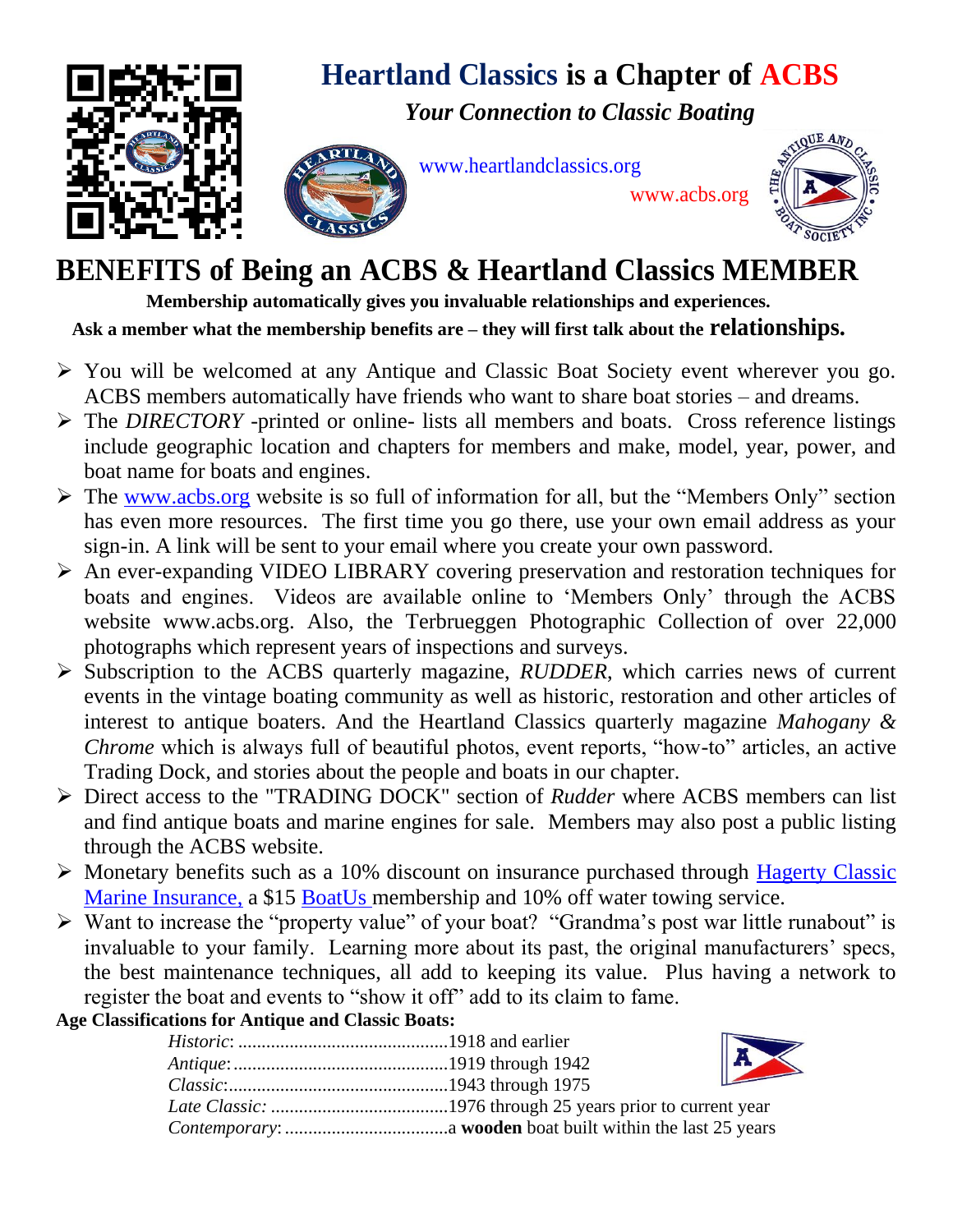# Heartland Classics is a Chapter of ACBS

*Your Connection to Classic Boating*

www.heartlandclassics.org

www.acbs.org

## BENEFITS of Being an ACBS & Heartland Classics MEMBER

**Membership automatically gives you invaluable relationships and experiences.**

**Ask a member what the membership benefits are – they will first talk about the relationships.**

- You will be welcomed at any Antique and Classic Boat Society event wherever you go. ACBS members automatically have friends who want to share boat stories – and dreams.
- The *DIRECTORY* -printed or online- lists all members and boats. Cross reference listings include geographic location and chapters for members and make, model, year, power, and boat name for boats and engines.
- The www.acbs.org website is so full of information for all, but the "Members Only" section has even more resources. The first time you go there, use your own email address as your sign-in. A link will be sent to your email where you create your own password.
- An ever-expanding VIDEO LIBRARY covering preservation and restoration techniques for boats and engines. Videos are available online to 'Members Only' through the ACBS website www.acbs.org. Also, the Terbrueggen Photographic Collection of over 22,000 photographs which represent years of inspections and surveys.
- Subscription to the ACBS quarterly magazine, *RUDDER*, which carries news of current events in the vintage boating community as well as historic, restoration and other articles of interest to antique boaters. And the Heartland Classics quarterly magazine *Mahogany & Chrome* which is always full of beautiful photos, event reports, "how-to" articles, an active Trading Dock, and stories about the people and boats in our chapter.
- Direct access to the "TRADING DOCK" section of *Rudder* where ACBS members can list and find antique boats and marine engines for sale. Members may also post a public listing through the ACBS website.
- Monetary benefits such as a 10% discount on insurance purchased through Hagerty Classic Marine Insurance, a $15 BoatUs membership and 10% off water towing service.
- Want to increase the "property value" of your boat? "Grandma's post war little runabout" is invaluable to your family. Learning more about its past, the original manufacturers' specs, the best maintenance techniques, all add to keeping its value. Plus having a network to register the boat and events to "show it off" add to its claim to fame.

**Age Classifications for Antique and Classic Boats:**

*Historic*: ............................................1918 and earlier
*Antique*:.............................................1919 through 1942
*Classic*:..............................................1943 through 1975
*Late Classic:* .....................................1976 through 25 years prior to current year
*Contemporary*: ..................................a **wooden** boat built within the last 25 years